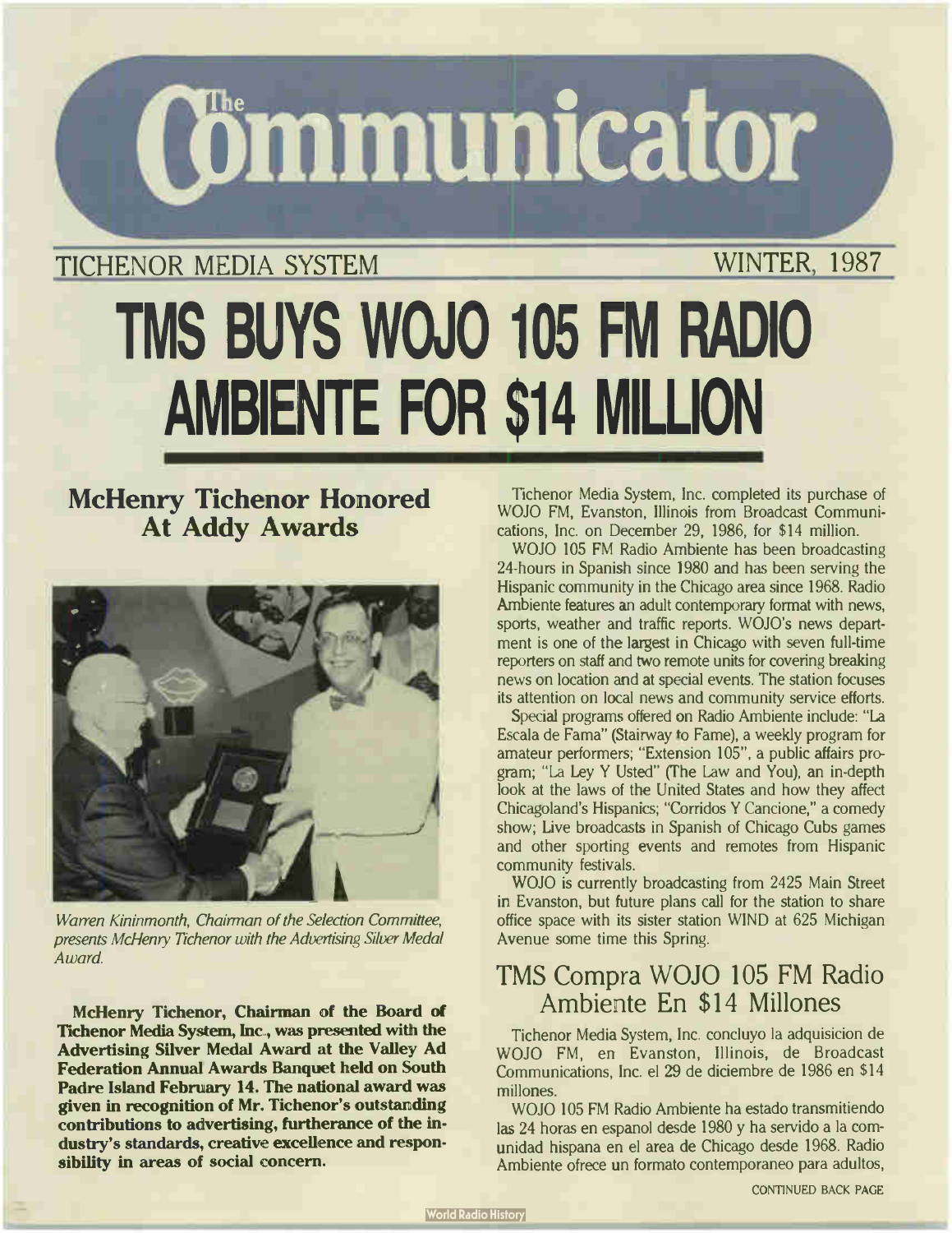# The Communicator

TICHENOR MEDIA SYSTEM WINTER, 1987

# TMS BUYS WOJO 105 FM RADIO AMBIENTE FOR $14 MILLION

## McHenry Tichenor Honored At Addy Awards

*Warren Kininmonth, Chairman of the Selection Committee, presents McHenry Tichenor with the Advertising Silver Medal Award.*

**McHenry Tichenor, Chairman of the Board of Tichenor Media System, Inc., was presented with the Advertising Silver Medal Award at the Valley Ad Federation Annual Awards Banquet held on South Padre Island February 14. The national award was given in recognition of Mr. Tichenor's outstanding contributions to advertising, furtherance of the industry's standards, creative excellence and responsibility in areas of social concern.**

Tichenor Media System, Inc. completed its purchase of WOJO FM, Evanston, Illinois from Broadcast Communications, Inc. on December 29, 1986, for $14 million.

WOJO 105 FM Radio Ambiente has been broadcasting 24-hours in Spanish since 1980 and has been serving the Hispanic community in the Chicago area since 1968. Radio Ambiente features an adult contemporary format with news, sports, weather and traffic reports. WOJO's news department is one of the largest in Chicago with seven full-time reporters on staff and two remote units for covering breaking news on location and at special events. The station focuses its attention on local news and community service efforts.

Special programs offered on Radio Ambiente include: "La Escala de Fama" (Stairway to Fame), a weekly program for amateur performers; "Extension 105", a public affairs program; "La Ley Y Usted" (The Law and You), an in-depth look at the laws of the United States and how they affect Chicagoland's Hispanics; "Corridos Y Cancione," a comedy show; Live broadcasts in Spanish of Chicago Cubs games and other sporting events and remotes from Hispanic community festivals.

WOJO is currently broadcasting from 2425 Main Street in Evanston, but future plans call for the station to share office space with its sister station WIND at 625 Michigan Avenue some time this Spring.

## TMS Compra WOJO 105 FM Radio Ambiente En $14 Millones

Tichenor Media System, Inc. concluyo la adquisicion de WOJO FM, en Evanston, Illinois, de Broadcast Communications, Inc. el 29 de diciembre de 1986 en $14 millones.

WOJO 105 FM Radio Ambiente ha estado transmitiendo las 24 horas en espanol desde 1980 y ha servido a la comunidad hispana en el area de Chicago desde 1968. Radio Ambiente ofrece un formato contemporaneo para adultos,

CONTINUED BACK PAGE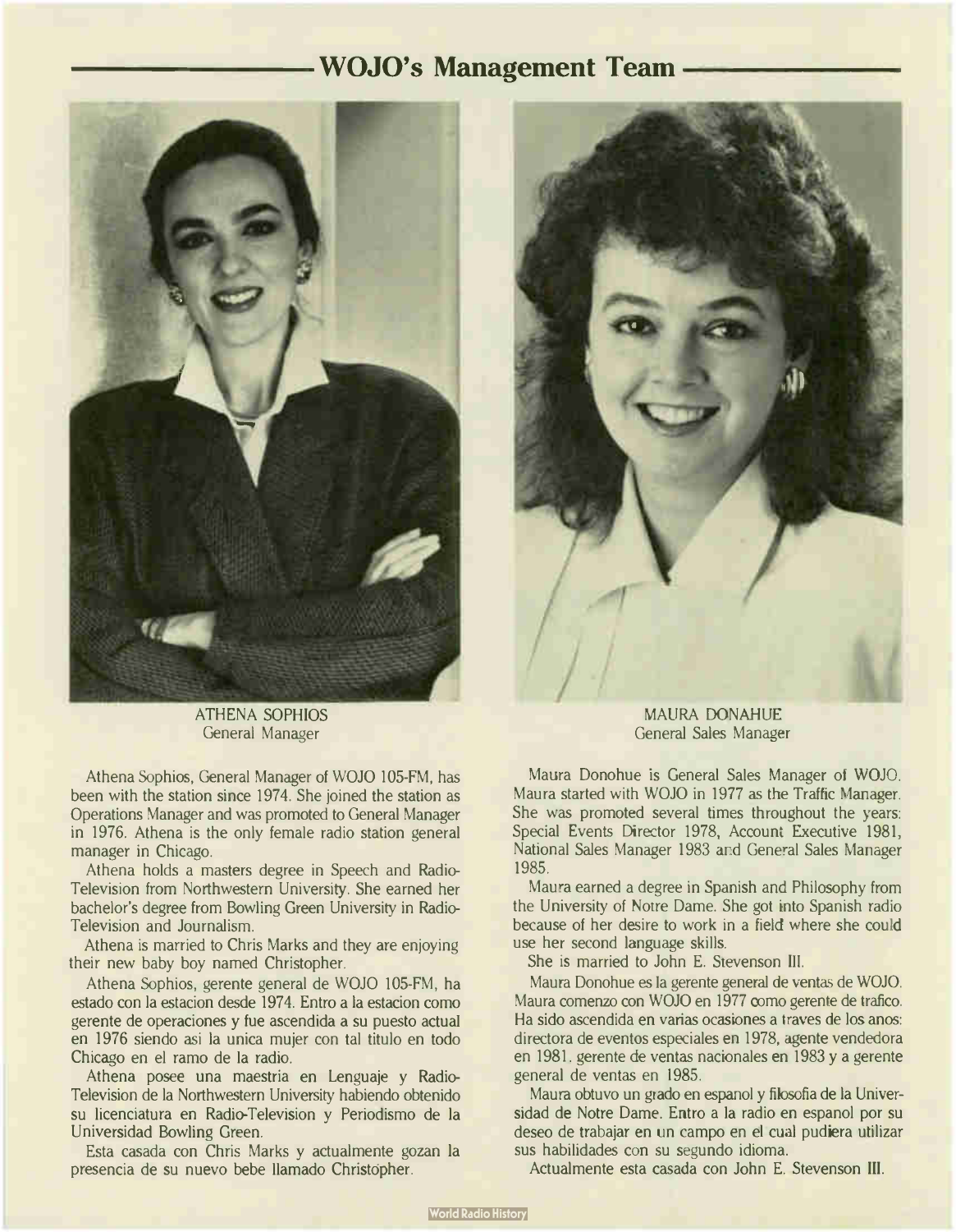# WOJO's Management Team

ATHENA SOPHIOS
General Manager

Athena Sophios, General Manager of WOJO 105-FM, has been with the station since 1974. She joined the station as Operations Manager and was promoted to General Manager in 1976. Athena is the only female radio station general manager in Chicago.

Athena holds a masters degree in Speech and Radio-Television from Northwestern University. She earned her bachelor's degree from Bowling Green University in Radio-Television and Journalism.

Athena is married to Chris Marks and they are enjoying their new baby boy named Christopher.

Athena Sophios, gerente general de WOJO 105-FM, ha estado con la estacion desde 1974. Entro a la estacion como gerente de operaciones y fue ascendida a su puesto actual en 1976 siendo asi la unica mujer con tal titulo en todo Chicago en el ramo de la radio.

Athena posee una maestria en Lenguaje y Radio-Television de la Northwestern University habiendo obtenido su licenciatura en Radio-Television y Periodismo de la Universidad Bowling Green.

Esta casada con Chris Marks y actualmente gozan la presencia de su nuevo bebe llamado Christopher.

MAURA DONAHUE
General Sales Manager

Maura Donohue is General Sales Manager of WOJO. Maura started with WOJO in 1977 as the Traffic Manager. She was promoted several times throughout the years: Special Events Director 1978, Account Executive 1981, National Sales Manager 1983 and General Sales Manager 1985.

Maura earned a degree in Spanish and Philosophy from the University of Notre Dame. She got into Spanish radio because of her desire to work in a field where she could use her second language skills.

She is married to John E. Stevenson III.

Maura Donohue es la gerente general de ventas de WOJO. Maura comenzo con WOJO en 1977 como gerente de trafico. Ha sido ascendida en varias ocasiones a traves de los anos: directora de eventos especiales en 1978, agente vendedora en 1981, gerente de ventas nacionales en 1983 y a gerente general de ventas en 1985.

Maura obtuvo un grado en espanol y filosofia de la Universidad de Notre Dame. Entro a la radio en espanol por su deseo de trabajar en un campo en el cual pudiera utilizar sus habilidades con su segundo idioma.

Actualmente esta casada con John E. Stevenson III.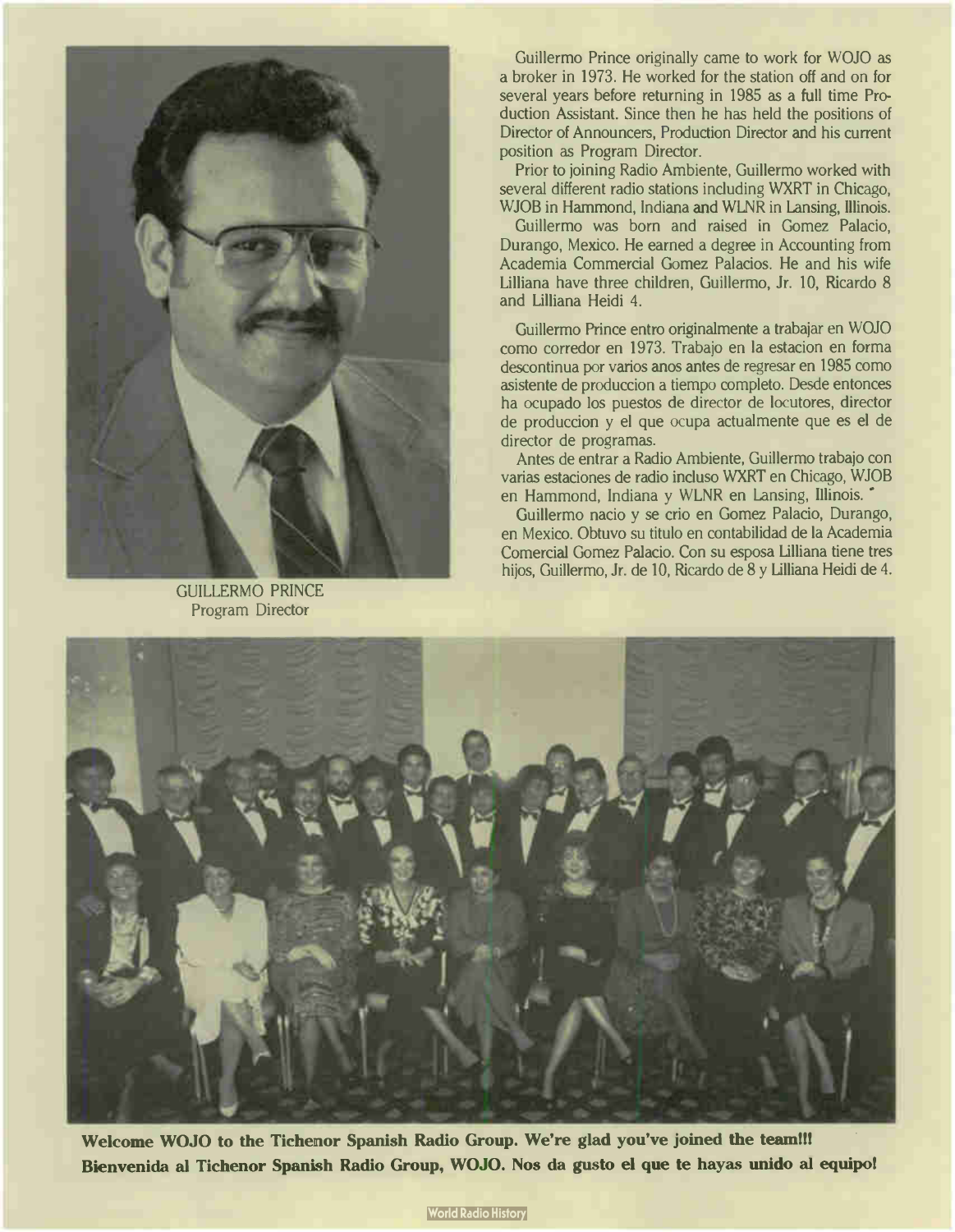GUILLERMO PRINCE
Program Director

Guillermo Prince originally came to work for WOJO as a broker in 1973. He worked for the station off and on for several years before returning in 1985 as a full time Production Assistant. Since then he has held the positions of Director of Announcers, Production Director and his current position as Program Director.

Prior to joining Radio Ambiente, Guillermo worked with several different radio stations including WXRT in Chicago, WJOB in Hammond, Indiana and WLNR in Lansing, Illinois.

Guillermo was born and raised in Gomez Palacio, Durango, Mexico. He earned a degree in Accounting from Academia Commercial Gomez Palacios. He and his wife Lilliana have three children, Guillermo, Jr. 10, Ricardo 8 and Lilliana Heidi 4.

Guillermo Prince entro originalmente a trabajar en WOJO como corredor en 1973. Trabajo en la estacion en forma descontinua por varios anos antes de regresar en 1985 como asistente de produccion a tiempo completo. Desde entonces ha ocupado los puestos de director de locutores, director de produccion y el que ocupa actualmente que es el de director de programas.

Antes de entrar a Radio Ambiente, Guillermo trabajo con varias estaciones de radio incluso WXRT en Chicago, WJOB en Hammond, Indiana y WLNR en Lansing, Illinois.

Guillermo nacio y se crio en Gomez Palacio, Durango, en Mexico. Obtuvo su titulo en contabilidad de la Academia Comercial Gomez Palacio. Con su esposa Lilliana tiene tres hijos, Guillermo, Jr. de 10, Ricardo de 8 y Lilliana Heidi de 4.

**Welcome WOJO to the Tichenor Spanish Radio Group. We're glad you've joined the team!!!**
**Bienvenida al Tichenor Spanish Radio Group, WOJO. Nos da gusto el que te hayas unido al equipo!**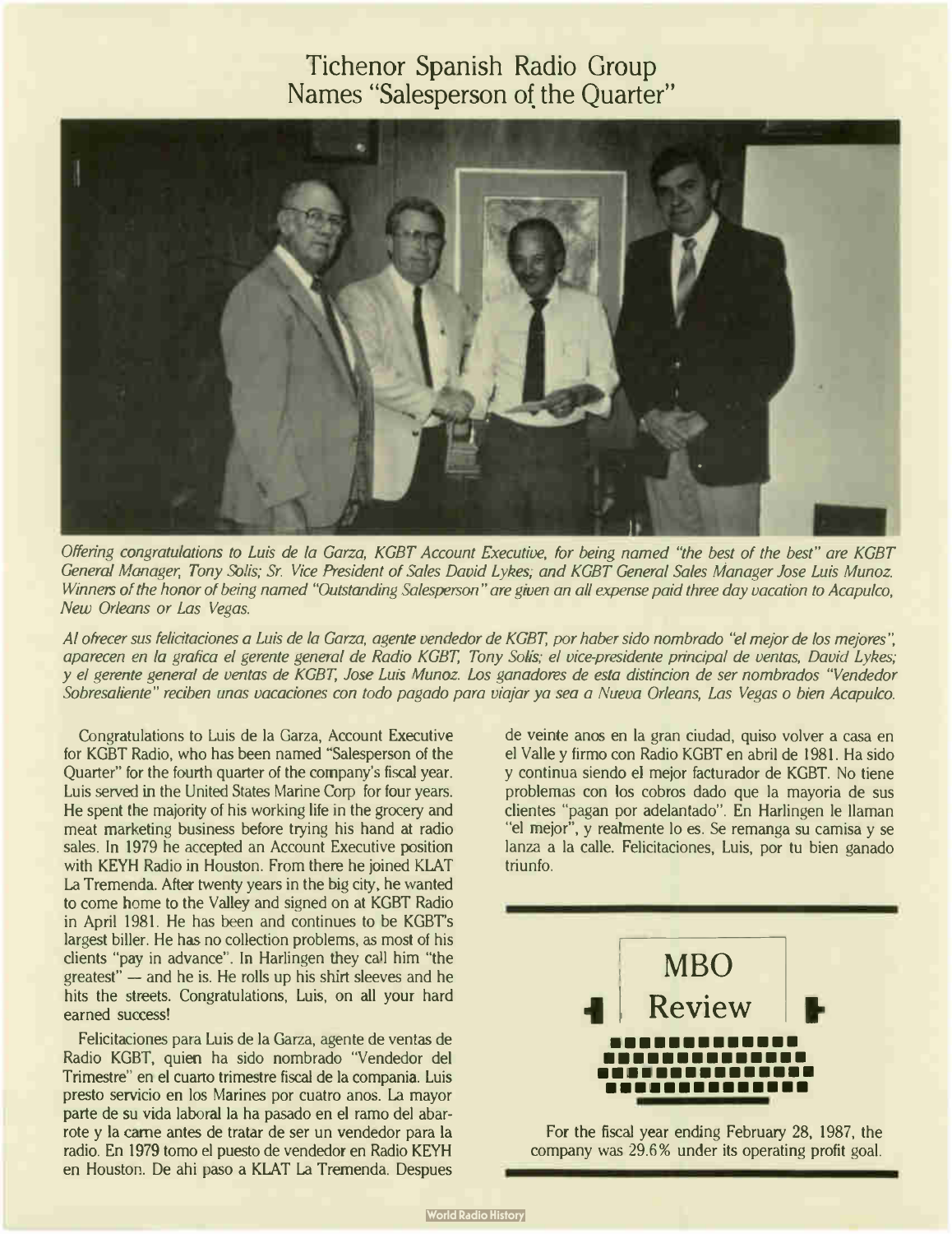# Tichenor Spanish Radio Group Names "Salesperson of the Quarter"

*Offering congratulations to Luis de la Garza, KGBT Account Executive, for being named "the best of the best" are KGBT General Manager, Tony Solis; Sr. Vice President of Sales David Lykes; and KGBT General Sales Manager Jose Luis Munoz. Winners of the honor of being named "Outstanding Salesperson" are given an all expense paid three day vacation to Acapulco, New Orleans or Las Vegas.*

*Al ofrecer sus felicitaciones a Luis de la Garza, agente vendedor de KGBT, por haber sido nombrado "el mejor de los mejores", aparecen en la grafica el gerente general de Radio KGBT, Tony Solis; el vice-presidente principal de ventas, David Lykes; y el gerente general de ventas de KGBT, Jose Luis Munoz. Los ganadores de esta distincion de ser nombrados "Vendedor Sobresaliente" reciben unas vacaciones con todo pagado para viajar ya sea a Nueva Orleans, Las Vegas o bien Acapulco.*

Congratulations to Luis de la Garza, Account Executive for KGBT Radio, who has been named "Salesperson of the Quarter" for the fourth quarter of the company's fiscal year. Luis served in the United States Marine Corp for four years. He spent the majority of his working life in the grocery and meat marketing business before trying his hand at radio sales. In 1979 he accepted an Account Executive position with KEYH Radio in Houston. From there he joined KLAT La Tremenda. After twenty years in the big city, he wanted to come home to the Valley and signed on at KGBT Radio in April 1981. He has been and continues to be KGBT's largest biller. He has no collection problems, as most of his clients "pay in advance". In Harlingen they call him "the greatest" — and he is. He rolls up his shirt sleeves and he hits the streets. Congratulations, Luis, on all your hard earned success!

Felicitaciones para Luis de la Garza, agente de ventas de Radio KGBT, quien ha sido nombrado "Vendedor del Trimestre" en el cuarto trimestre fiscal de la compania. Luis presto servicio en los Marines por cuatro anos. La mayor parte de su vida laboral la ha pasado en el ramo del abarrote y la carne antes de tratar de ser un vendedor para la radio. En 1979 tomo el puesto de vendedor en Radio KEYH en Houston. De ahi paso a KLAT La Tremenda. Despues de veinte anos en la gran ciudad, quiso volver a casa en el Valle y firmo con Radio KGBT en abril de 1981. Ha sido y continua siendo el mejor facturador de KGBT. No tiene problemas con los cobros dado que la mayoria de sus clientes "pagan por adelantado". En Harlingen le llaman "el mejor", y realmente lo es. Se remanga su camisa y se lanza a la calle. Felicitaciones, Luis, por tu bien ganado triunfo.

## MBO Review

For the fiscal year ending February 28, 1987, the company was 29.6% under its operating profit goal.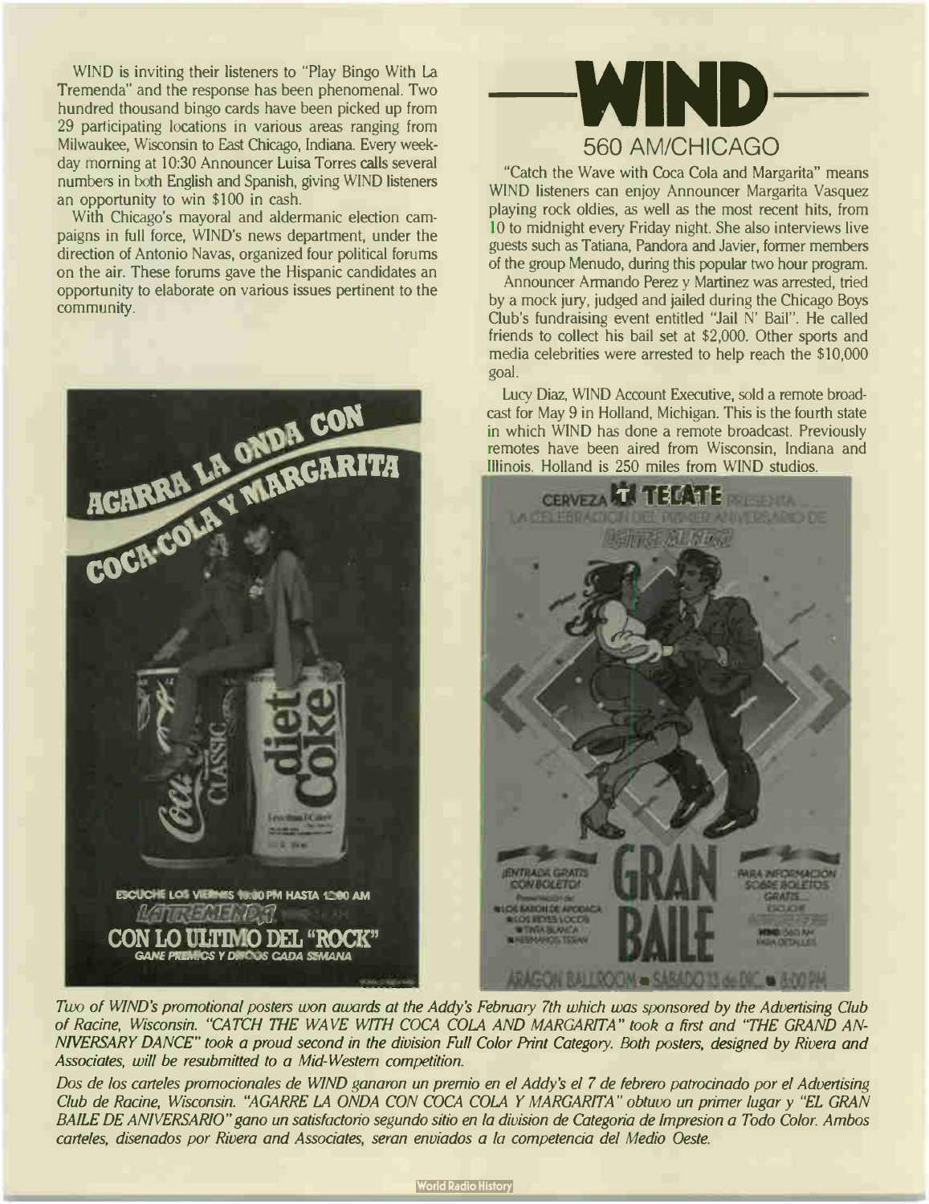WIND is inviting their listeners to "Play Bingo With La Tremenda" and the response has been phenomenal. Two hundred thousand bingo cards have been picked up from 29 participating locations in various areas ranging from Milwaukee, Wisconsin to East Chicago, Indiana. Every weekday morning at 10:30 Announcer Luisa Torres calls several numbers in both English and Spanish, giving WIND listeners an opportunity to win $100 in cash.

With Chicago's mayoral and aldermanic election campaigns in full force, WIND's news department, under the direction of Antonio Navas, organized four political forums on the air. These forums gave the Hispanic candidates an opportunity to elaborate on various issues pertinent to the community.

# WIND

## 560 AM/CHICAGO

"Catch the Wave with Coca Cola and Margarita" means WIND listeners can enjoy Announcer Margarita Vasquez playing rock oldies, as well as the most recent hits, from 10 to midnight every Friday night. She also interviews live guests such as Tatiana, Pandora and Javier, former members of the group Menudo, during this popular two hour program.

Announcer Armando Perez y Martinez was arrested, tried by a mock jury, judged and jailed during the Chicago Boys Club's fundraising event entitled "Jail N' Bail". He called friends to collect his bail set at $2,000. Other sports and media celebrities were arrested to help reach the $10,000 goal.

Lucy Diaz, WIND Account Executive, sold a remote broadcast for May 9 in Holland, Michigan. This is the fourth state in which WIND has done a remote broadcast. Previously remotes have been aired from Wisconsin, Indiana and Illinois. Holland is 250 miles from WIND studios.

AGARRA LA ONDA CON COCA-COLA Y MARGARITA

ESCUCHE LOS VIERNES 10:00 PM HASTA 12:00 AM

LA TREMENDA

CON LO ULTIMO DEL "ROCK"

GANE PREMIOS Y DISCOS CADA SEMANA

CERVEZA TECATE PRESENTA... LA CELEBRACION DEL PRIMER ANIVERSARIO DE LA TREMENDA

GRAN BAILE

ARAGON BALLROOM • SABADO 13 de DIC. • 8:00 PM

*Two of WIND's promotional posters won awards at the Addy's February 7th which was sponsored by the Advertising Club of Racine, Wisconsin. "CATCH THE WAVE WITH COCA COLA AND MARGARITA" took a first and "THE GRAND ANNIVERSARY DANCE" took a proud second in the division Full Color Print Category. Both posters, designed by Rivera and Associates, will be resubmitted to a Mid-Western competition.*

*Dos de los carteles promocionales de WIND ganaron un premio en el Addy's el 7 de febrero patrocinado por el Advertising Club de Racine, Wisconsin. "AGARRE LA ONDA CON COCA COLA Y MARGARITA" obtuvo un primer lugar y "EL GRAN BAILE DE ANIVERSARIO" gano un satisfactorio segundo sitio en la division de Categoria de Impresion a Todo Color. Ambos carteles, disenados por Rivera and Associates, seran enviados a la competencia del Medio Oeste.*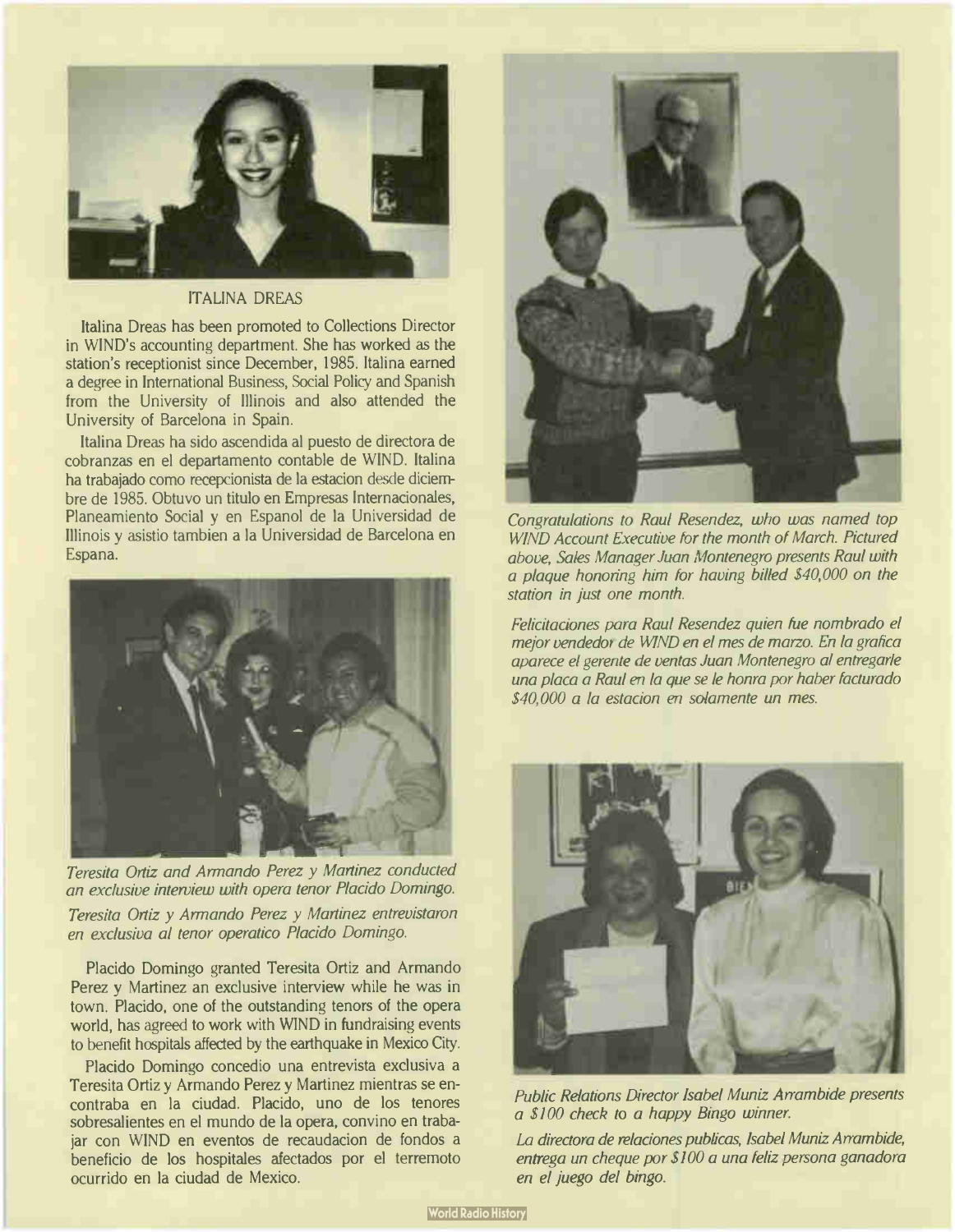ITALINA DREAS

Italina Dreas has been promoted to Collections Director in WIND's accounting department. She has worked as the station's receptionist since December, 1985. Italina earned a degree in International Business, Social Policy and Spanish from the University of Illinois and also attended the University of Barcelona in Spain.

Italina Dreas ha sido ascendida al puesto de directora de cobranzas en el departamento contable de WIND. Italina ha trabajado como recepcionista de la estacion desde diciembre de 1985. Obtuvo un titulo en Empresas Internacionales, Planeamiento Social y en Espanol de la Universidad de Illinois y asistio tambien a la Universidad de Barcelona en Espana.

*Teresita Ortiz and Armando Perez y Martinez conducted an exclusive interview with opera tenor Placido Domingo.*

*Teresita Ortiz y Armando Perez y Martinez entrevistaron en exclusiva al tenor operatico Placido Domingo.*

Placido Domingo granted Teresita Ortiz and Armando Perez y Martinez an exclusive interview while he was in town. Placido, one of the outstanding tenors of the opera world, has agreed to work with WIND in fundraising events to benefit hospitals affected by the earthquake in Mexico City.

Placido Domingo concedio una entrevista exclusiva a Teresita Ortiz y Armando Perez y Martinez mientras se encontraba en la ciudad. Placido, uno de los tenores sobresalientes en el mundo de la opera, convino en trabajar con WIND en eventos de recaudacion de fondos a beneficio de los hospitales afectados por el terremoto ocurrido en la ciudad de Mexico.

*Congratulations to Raul Resendez, who was named top WIND Account Executive for the month of March. Pictured above, Sales Manager Juan Montenegro presents Raul with a plaque honoring him for having billed $40,000 on the station in just one month.*

*Felicitaciones para Raul Resendez quien fue nombrado el mejor vendedor de WIND en el mes de marzo. En la grafica aparece el gerente de ventas Juan Montenegro al entregarle una placa a Raul en la que se le honra por haber facturado $40,000 a la estacion en solamente un mes.*

*Public Relations Director Isabel Muniz Arrambide presents a $100 check to a happy Bingo winner.*

*La directora de relaciones publicas, Isabel Muniz Arrambide, entrega un cheque por $100 a una feliz persona ganadora en el juego del bingo.*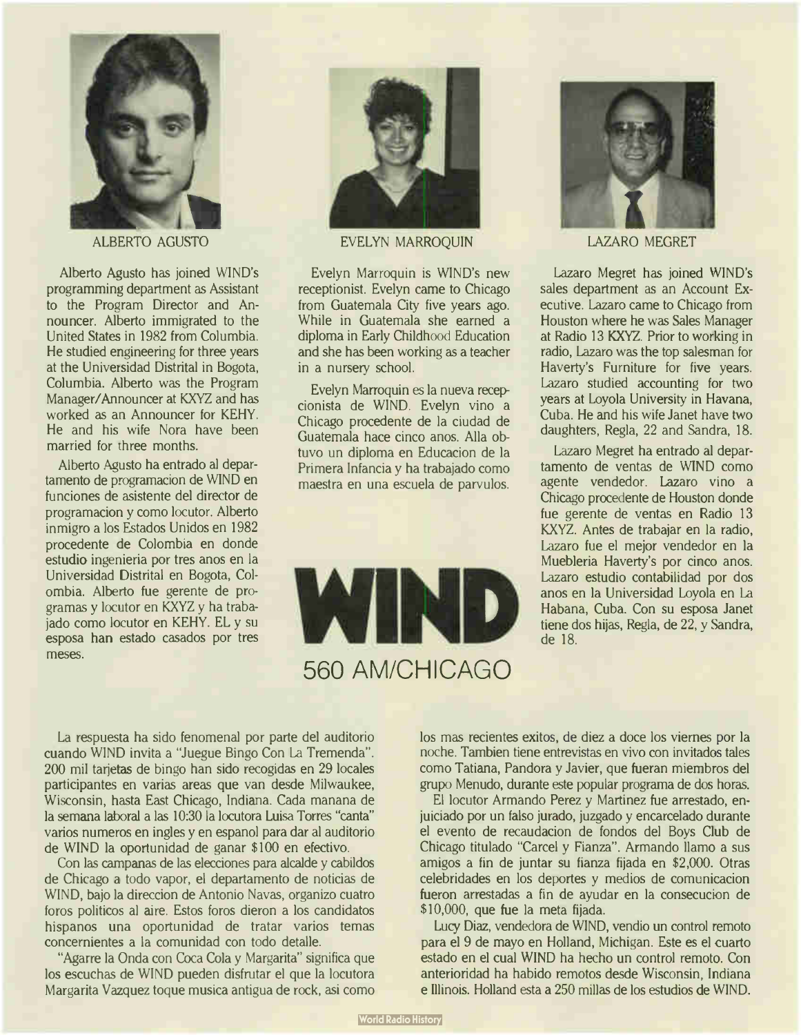ALBERTO AGUSTO

Alberto Agusto has joined WIND's programming department as Assistant to the Program Director and Announcer. Alberto immigrated to the United States in 1982 from Columbia. He studied engineering for three years at the Universidad Distrital in Bogota, Columbia. Alberto was the Program Manager/Announcer at KXYZ and has worked as an Announcer for KEHY. He and his wife Nora have been married for three months.

Alberto Agusto ha entrado al departamento de programacion de WIND en funciones de asistente del director de programacion y como locutor. Alberto inmigro a los Estados Unidos en 1982 procedente de Colombia en donde estudio ingenieria por tres anos en la Universidad Distrital en Bogota, Colombia. Alberto fue gerente de programas y locutor en KXYZ y ha trabajado como locutor en KEHY. EL y su esposa han estado casados por tres meses.

EVELYN MARROQUIN

Evelyn Marroquin is WIND's new receptionist. Evelyn came to Chicago from Guatemala City five years ago. While in Guatemala she earned a diploma in Early Childhood Education and she has been working as a teacher in a nursery school.

Evelyn Marroquin es la nueva recepcionista de WIND. Evelyn vino a Chicago procedente de la ciudad de Guatemala hace cinco anos. Alla obtuvo un diploma en Educacion de la Primera Infancia y ha trabajado como maestra en una escuela de parvulos.

LAZARO MEGRET

Lazaro Megret has joined WIND's sales department as an Account Executive. Lazaro came to Chicago from Houston where he was Sales Manager at Radio 13 KXYZ. Prior to working in radio, Lazaro was the top salesman for Haverty's Furniture for five years. Lazaro studied accounting for two years at Loyola University in Havana, Cuba. He and his wife Janet have two daughters, Regla, 22 and Sandra, 18.

Lazaro Megret ha entrado al departamento de ventas de WIND como agente vendedor. Lazaro vino a Chicago procedente de Houston donde fue gerente de ventas en Radio 13 KXYZ. Antes de trabajar en la radio, Lazaro fue el mejor vendedor en la Muebleria Haverty's por cinco anos. Lazaro estudio contabilidad por dos anos en la Universidad Loyola en La Habana, Cuba. Con su esposa Janet tiene dos hijas, Regla, de 22, y Sandra, de 18.

# WIND
## 560 AM/CHICAGO

La respuesta ha sido fenomenal por parte del auditorio cuando WIND invita a "Juegue Bingo Con La Tremenda". 200 mil tarjetas de bingo han sido recogidas en 29 locales participantes en varias areas que van desde Milwaukee, Wisconsin, hasta East Chicago, Indiana. Cada manana de la semana laboral a las 10:30 la locutora Luisa Torres "canta" varios numeros en ingles y en espanol para dar al auditorio de WIND la oportunidad de ganar $100 en efectivo.

Con las campanas de las elecciones para alcalde y cabildos de Chicago a todo vapor, el departamento de noticias de WIND, bajo la direccion de Antonio Navas, organizo cuatro foros politicos al aire. Estos foros dieron a los candidatos hispanos una oportunidad de tratar varios temas concernientes a la comunidad con todo detalle.

"Agarre la Onda con Coca Cola y Margarita" significa que los escuchas de WIND pueden disfrutar el que la locutora Margarita Vazquez toque musica antigua de rock, asi como los mas recientes exitos, de diez a doce los viernes por la noche. Tambien tiene entrevistas en vivo con invitados tales como Tatiana, Pandora y Javier, que fueran miembros del grupo Menudo, durante este popular programa de dos horas.

El locutor Armando Perez y Martinez fue arrestado, enjuiciado por un falso jurado, juzgado y encarcelado durante el evento de recaudacion de fondos del Boys Club de Chicago titulado "Carcel y Fianza". Armando llamo a sus amigos a fin de juntar su fianza fijada en $2,000. Otras celebridades en los deportes y medios de comunicacion fueron arrestadas a fin de ayudar en la consecucion de $10,000, que fue la meta fijada.

Lucy Diaz, vendedora de WIND, vendio un control remoto para el 9 de mayo en Holland, Michigan. Este es el cuarto estado en el cual WIND ha hecho un control remoto. Con anterioridad ha habido remotos desde Wisconsin, Indiana e Illinois. Holland esta a 250 millas de los estudios de WIND.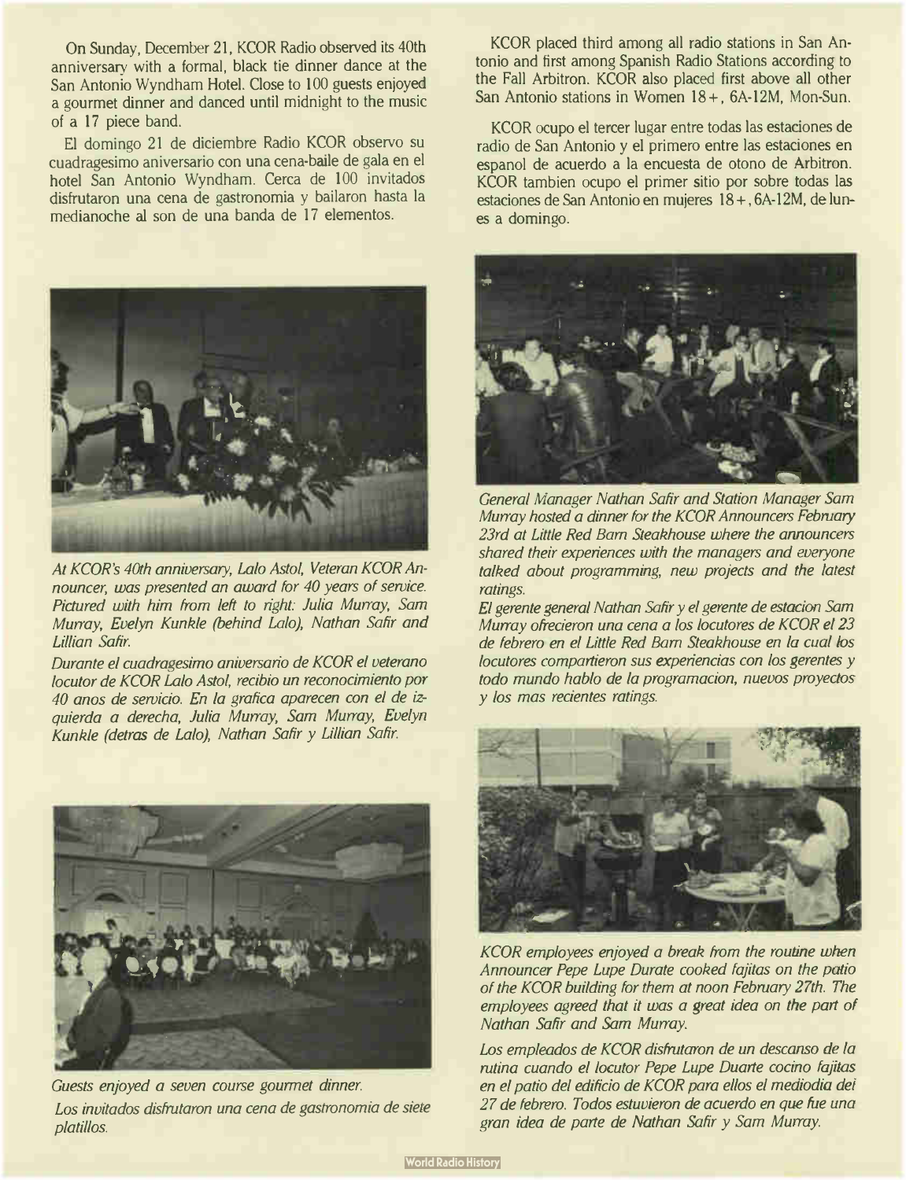On Sunday, December 21, KCOR Radio observed its 40th anniversary with a formal, black tie dinner dance at the San Antonio Wyndham Hotel. Close to 100 guests enjoyed a gourmet dinner and danced until midnight to the music of a 17 piece band.

El domingo 21 de diciembre Radio KCOR observo su cuadragesimo aniversario con una cena-baile de gala en el hotel San Antonio Wyndham. Cerca de 100 invitados disfrutaron una cena de gastronomia y bailaron hasta la medianoche al son de una banda de 17 elementos.

KCOR placed third among all radio stations in San Antonio and first among Spanish Radio Stations according to the Fall Arbitron. KCOR also placed first above all other San Antonio stations in Women 18+, 6A-12M, Mon-Sun.

KCOR ocupo el tercer lugar entre todas las estaciones de radio de San Antonio y el primero entre las estaciones en espanol de acuerdo a la encuesta de otono de Arbitron. KCOR tambien ocupo el primer sitio por sobre todas las estaciones de San Antonio en mujeres 18+, 6A-12M, de lunes a domingo.

*At KCOR's 40th anniversary, Lalo Astol, Veteran KCOR Announcer, was presented an award for 40 years of service. Pictured with him from left to right: Julia Murray, Sam Murray, Evelyn Kunkle (behind Lalo), Nathan Safir and Lillian Safir.*

*Durante el cuadragesimo aniversario de KCOR el veterano locutor de KCOR Lalo Astol, recibio un reconocimiento por 40 anos de servicio. En la grafica aparecen con el de izquierda a derecha, Julia Murray, Sam Murray, Evelyn Kunkle (detras de Lalo), Nathan Safir y Lillian Safir.*

*General Manager Nathan Safir and Station Manager Sam Murray hosted a dinner for the KCOR Announcers February 23rd at Little Red Barn Steakhouse where the announcers shared their experiences with the managers and everyone talked about programming, new projects and the latest ratings.*

*El gerente general Nathan Safir y el gerente de estacion Sam Murray ofrecieron una cena a los locutores de KCOR el 23 de febrero en el Little Red Barn Steakhouse en la cual los locutores compartieron sus experiencias con los gerentes y todo mundo hablo de la programacion, nuevos proyectos y los mas recientes ratings.*

*Guests enjoyed a seven course gourmet dinner.*

*Los invitados disfrutaron una cena de gastronomia de siete platillos.*

*KCOR employees enjoyed a break from the routine when Announcer Pepe Lupe Durate cooked fajitas on the patio of the KCOR building for them at noon February 27th. The employees agreed that it was a great idea on the part of Nathan Safir and Sam Murray.*

*Los empleados de KCOR disfrutaron de un descanso de la rutina cuando el locutor Pepe Lupe Duarte cocino fajitas en el patio del edificio de KCOR para ellos el mediodia del 27 de febrero. Todos estuvieron de acuerdo en que fue una gran idea de parte de Nathan Safir y Sam Murray.*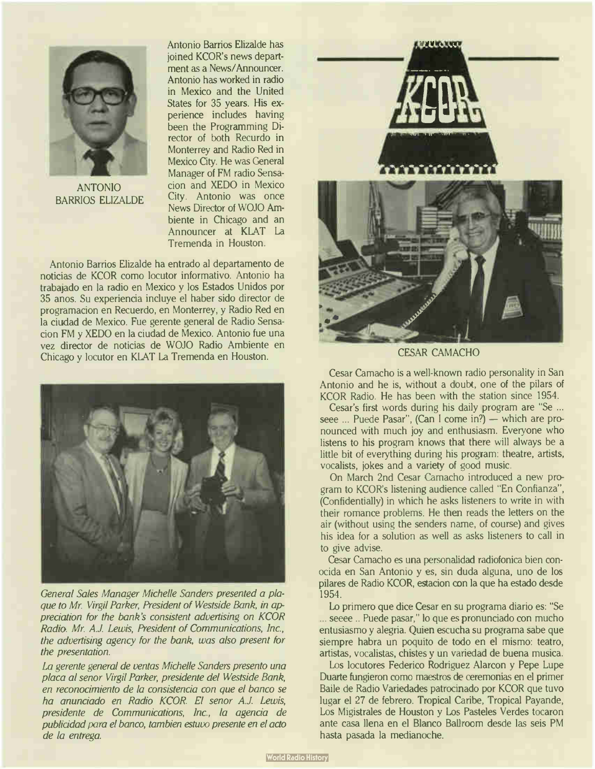ANTONIO BARRIOS ELIZALDE

Antonio Barrios Elizalde has joined KCOR's news department as a News/Announcer. Antonio has worked in radio in Mexico and the United States for 35 years. His experience includes having been the Programming Director of both Recurdo in Monterrey and Radio Red in Mexico City. He was General Manager of FM radio Sensacion and XEDO in Mexico City. Antonio was once News Director of WOJO Ambiente in Chicago and an Announcer at KLAT La Tremenda in Houston.

Antonio Barrios Elizalde ha entrado al departamento de noticias de KCOR como locutor informativo. Antonio ha trabajado en la radio en Mexico y los Estados Unidos por 35 anos. Su experiencia incluye el haber sido director de programacion en Recuerdo, en Monterrey, y Radio Red en la ciudad de Mexico. Fue gerente general de Radio Sensacion FM y XEDO en la ciudad de Mexico. Antonio fue una vez director de noticias de WOJO Radio Ambiente en Chicago y locutor en KLAT La Tremenda en Houston.

*General Sales Manager Michelle Sanders presented a plaque to Mr. Virgil Parker, President of Westside Bank, in appreciation for the bank's consistent advertising on KCOR Radio. Mr. A.J. Lewis, President of Communications, Inc., the advertising agency for the bank, was also present for the presentation.*

*La gerente general de ventas Michelle Sanders presento una placa al senor Virgil Parker, presidente del Westside Bank, en reconocimiento de la consistencia con que el banco se ha anunciado en Radio KCOR. El senor A.J. Lewis, presidente de Communications, Inc., la agencia de publicidad para el banco, tambien estuvo presente en el acto de la entrega.*

KCOR

CESAR CAMACHO

Cesar Camacho is a well-known radio personality in San Antonio and he is, without a doubt, one of the pilars of KCOR Radio. He has been with the station since 1954.

Cesar's first words during his daily program are "Se ... seeee ... Puede Pasar", (Can I come in?) — which are pronounced with much joy and enthusiasm. Everyone who listens to his program knows that there will always be a little bit of everything during his program: theatre, artists, vocalists, jokes and a variety of good music.

On March 2nd Cesar Camacho introduced a new program to KCOR's listening audience called "En Confianza", (Confidentially) in which he asks listeners to write in with their romance problems. He then reads the letters on the air (without using the senders name, of course) and gives his idea for a solution as well as asks listeners to call in to give advise.

Cesar Camacho es una personalidad radiofonica bien conocida en San Antonio y es, sin duda alguna, uno de los pilares de Radio KCOR, estacion con la que ha estado desde 1954.

Lo primero que dice Cesar en su programa diario es: "Se ... seeee .. Puede pasar," lo que es pronunciado con mucho entusiasmo y alegria. Quien escucha su programa sabe que siempre habra un poquito de todo en el mismo: teatro, artistas, vocalistas, chistes y un variedad de buena musica.

Los locutores Federico Rodriguez Alarcon y Pepe Lupe Duarte fungieron como maestros de ceremonias en el primer Baile de Radio Variedades patrocinado por KCOR que tuvo lugar el 27 de febrero. Tropical Caribe, Tropical Payande, Los Migistrales de Houston y Los Pasteles Verdes tocaron ante casa llena en el Blanco Ballroom desde las seis PM hasta pasada la medianoche.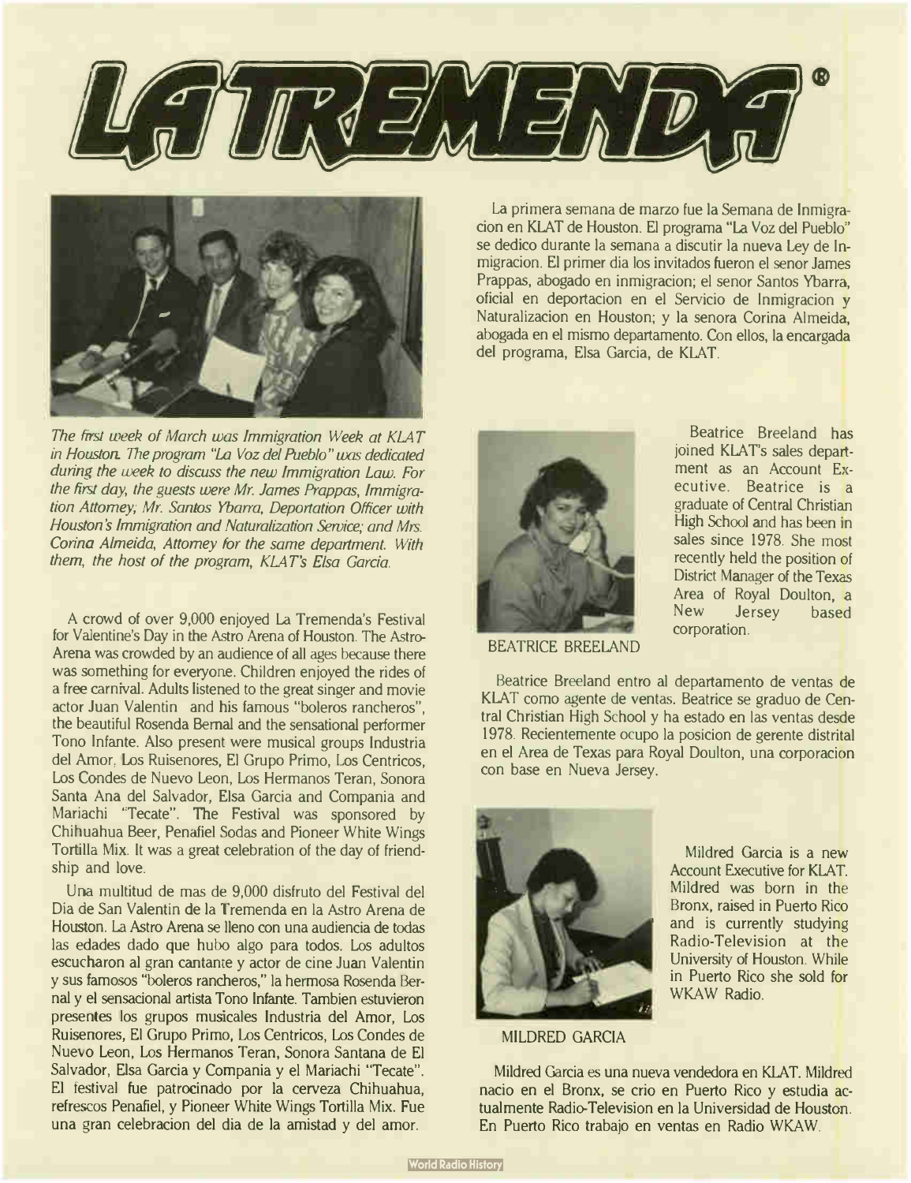# LA TREMENDA®

La primera semana de marzo fue la Semana de Inmigracion en KLAT de Houston. El programa "La Voz del Pueblo" se dedico durante la semana a discutir la nueva Ley de Inmigracion. El primer dia los invitados fueron el senor James Prappas, abogado en inmigracion; el senor Santos Ybarra, oficial en deportacion en el Servicio de Inmigracion y Naturalizacion en Houston; y la senora Corina Almeida, abogada en el mismo departamento. Con ellos, la encargada del programa, Elsa Garcia, de KLAT.

*The first week of March was Immigration Week at KLAT in Houston. The program "La Voz del Pueblo" was dedicated during the week to discuss the new Immigration Law. For the first day, the guests were Mr. James Prappas, Immigration Attorney; Mr. Santos Ybarra, Deportation Officer with Houston's Immigration and Naturalization Service; and Mrs. Corina Almeida, Attorney for the same department. With them, the host of the program, KLAT's Elsa Garcia.*

A crowd of over 9,000 enjoyed La Tremenda's Festival for Valentine's Day in the Astro Arena of Houston. The Astro-Arena was crowded by an audience of all ages because there was something for everyone. Children enjoyed the rides of a free carnival. Adults listened to the great singer and movie actor Juan Valentin and his famous "boleros rancheros", the beautiful Rosenda Bernal and the sensational performer Tono Infante. Also present were musical groups Industria del Amor, Los Ruisenores, El Grupo Primo, Los Centricos, Los Condes de Nuevo Leon, Los Hermanos Teran, Sonora Santa Ana del Salvador, Elsa Garcia and Compania and Mariachi "Tecate". The Festival was sponsored by Chihuahua Beer, Penafiel Sodas and Pioneer White Wings Tortilla Mix. It was a great celebration of the day of friendship and love.

Una multitud de mas de 9,000 disfruto del Festival del Dia de San Valentin de la Tremenda en la Astro Arena de Houston. La Astro Arena se lleno con una audiencia de todas las edades dado que hubo algo para todos. Los adultos escucharon al gran cantante y actor de cine Juan Valentin y sus famosos "boleros rancheros," la hermosa Rosenda Bernal y el sensacional artista Tono Infante. Tambien estuvieron presentes los grupos musicales Industria del Amor, Los Ruisenores, El Grupo Primo, Los Centricos, Los Condes de Nuevo Leon, Los Hermanos Teran, Sonora Santana de El Salvador, Elsa Garcia y Compania y el Mariachi "Tecate". El festival fue patrocinado por la cerveza Chihuahua, refrescos Penafiel, y Pioneer White Wings Tortilla Mix. Fue una gran celebracion del dia de la amistad y del amor.

BEATRICE BREELAND

Beatrice Breeland has joined KLAT's sales department as an Account Executive. Beatrice is a graduate of Central Christian High School and has been in sales since 1978. She most recently held the position of District Manager of the Texas Area of Royal Doulton, a New Jersey based corporation.

Beatrice Breeland entro al departamento de ventas de KLAT como agente de ventas. Beatrice se graduo de Central Christian High School y ha estado en las ventas desde 1978. Recientemente ocupo la posicion de gerente distrital en el Area de Texas para Royal Doulton, una corporacion con base en Nueva Jersey.

MILDRED GARCIA

Mildred Garcia is a new Account Executive for KLAT. Mildred was born in the Bronx, raised in Puerto Rico and is currently studying Radio-Television at the University of Houston. While in Puerto Rico she sold for WKAW Radio.

Mildred Garcia es una nueva vendedora en KLAT. Mildred nacio en el Bronx, se crio en Puerto Rico y estudia actualmente Radio-Television en la Universidad de Houston. En Puerto Rico trabajo en ventas en Radio WKAW.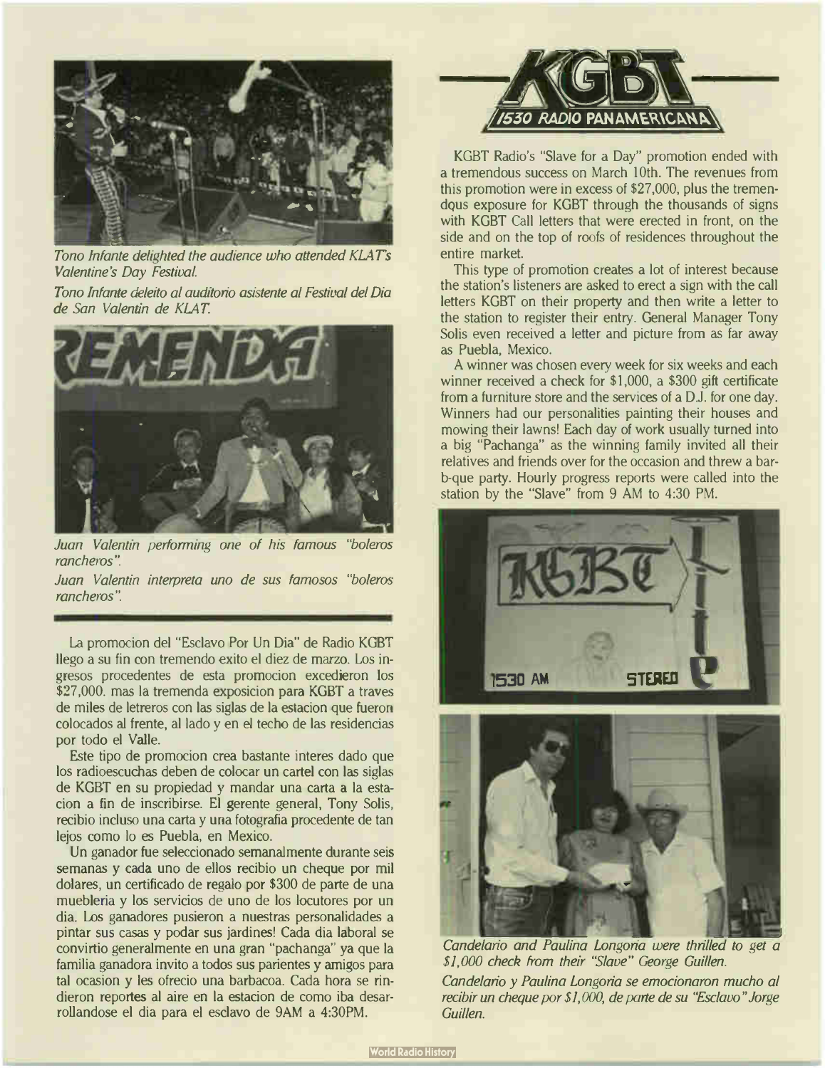*Tono Infante delighted the audience who attended KLAT's Valentine's Day Festival.*

*Tono Infante deleito al auditorio asistente al Festival del Dia de San Valentin de KLAT.*

*Juan Valentin performing one of his famous "boleros rancheros".*

*Juan Valentin interpreta uno de sus famosos "boleros rancheros".*

La promocion del "Esclavo Por Un Dia" de Radio KGBT llego a su fin con tremendo exito el diez de marzo. Los ingresos procedentes de esta promocion excedieron los $27,000. mas la tremenda exposicion para KGBT a traves de miles de letreros con las siglas de la estacion que fueron colocados al frente, al lado y en el techo de las residencias por todo el Valle.

Este tipo de promocion crea bastante interes dado que los radioescuchas deben de colocar un cartel con las siglas de KGBT en su propiedad y mandar una carta a la estacion a fin de inscribirse. El gerente general, Tony Solis, recibio incluso una carta y una fotografia procedente de tan lejos como lo es Puebla, en Mexico.

Un ganador fue seleccionado semanalmente durante seis semanas y cada uno de ellos recibio un cheque por mil dolares, un certificado de regalo por $300 de parte de una muebleria y los servicios de uno de los locutores por un dia. Los ganadores pusieron a nuestras personalidades a pintar sus casas y podar sus jardines! Cada dia laboral se convirtio generalmente en una gran "pachanga" ya que la familia ganadora invito a todos sus parientes y amigos para tal ocasion y les ofrecio una barbacoa. Cada hora se rindieron reportes al aire en la estacion de como iba desarrollandose el dia para el esclavo de 9AM a 4:30PM.

## KGBT 1530 RADIO PANAMERICANA

KGBT Radio's "Slave for a Day" promotion ended with a tremendous success on March 10th. The revenues from this promotion were in excess of $27,000, plus the tremendous exposure for KGBT through the thousands of signs with KGBT Call letters that were erected in front, on the side and on the top of roofs of residences throughout the entire market.

This type of promotion creates a lot of interest because the station's listeners are asked to erect a sign with the call letters KGBT on their property and then write a letter to the station to register their entry. General Manager Tony Solis even received a letter and picture from as far away as Puebla, Mexico.

A winner was chosen every week for six weeks and each winner received a check for $1,000, a $300 gift certificate from a furniture store and the services of a D.J. for one day. Winners had our personalities painting their houses and mowing their lawns! Each day of work usually turned into a big "Pachanga" as the winning family invited all their relatives and friends over for the occasion and threw a bar-b-que party. Hourly progress reports were called into the station by the "Slave" from 9 AM to 4:30 PM.

*Candelario and Paulina Longoria were thrilled to get a $1,000 check from their "Slave" George Guillen.*

*Candelario y Paulina Longoria se emocionaron mucho al recibir un cheque por $1,000, de parte de su "Esclavo" Jorge Guillen.*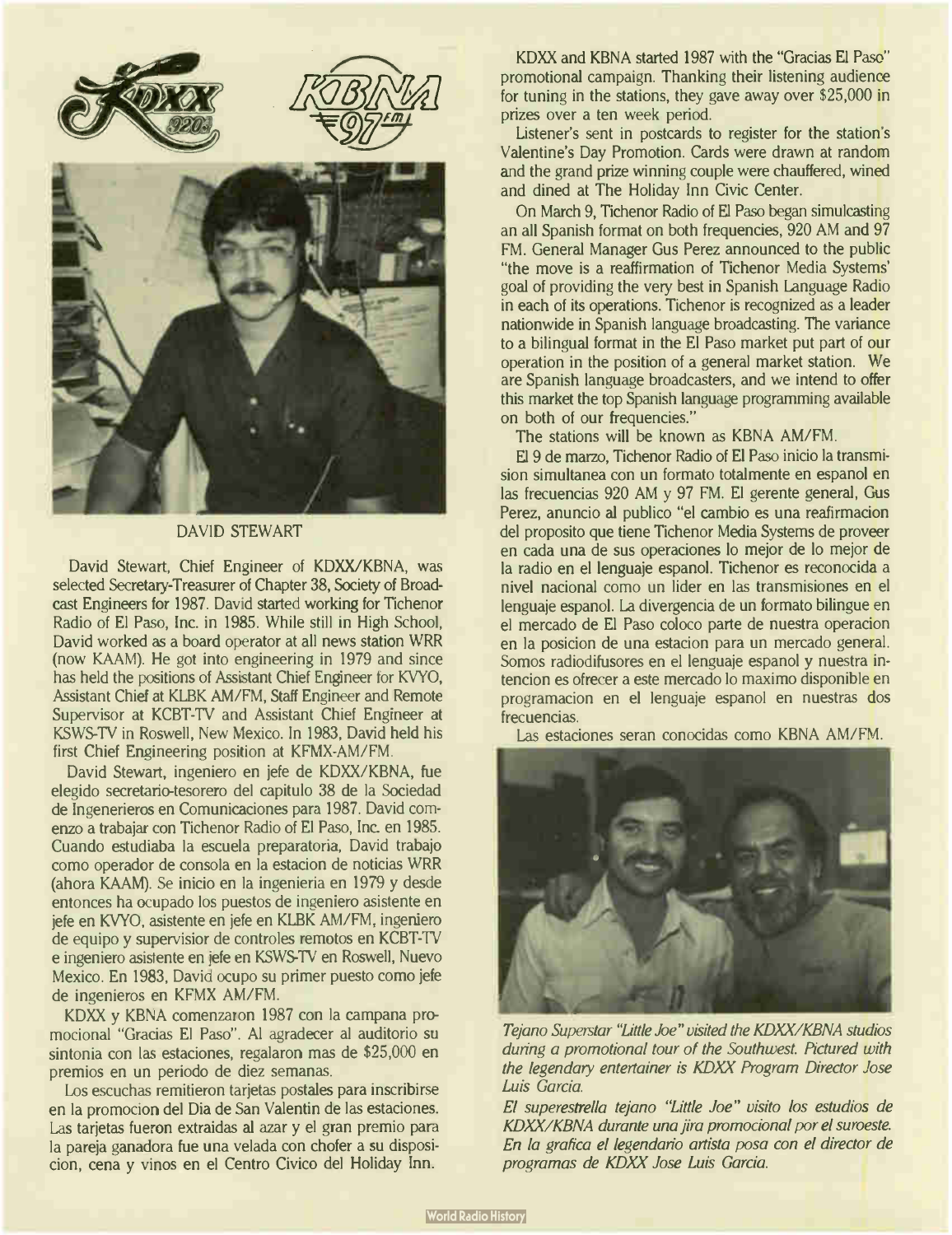DAVID STEWART

David Stewart, Chief Engineer of KDXX/KBNA, was selected Secretary-Treasurer of Chapter 38, Society of Broadcast Engineers for 1987. David started working for Tichenor Radio of El Paso, Inc. in 1985. While still in High School, David worked as a board operator at all news station WRR (now KAAM). He got into engineering in 1979 and since has held the positions of Assistant Chief Engineer for KVYO, Assistant Chief at KLBK AM/FM, Staff Engineer and Remote Supervisor at KCBT-TV and Assistant Chief Engineer at KSWS-TV in Roswell, New Mexico. In 1983, David held his first Chief Engineering position at KFMX-AM/FM.

David Stewart, ingeniero en jefe de KDXX/KBNA, fue elegido secretario-tesorero del capitulo 38 de la Sociedad de Ingenerieros en Comunicaciones para 1987. David comenzo a trabajar con Tichenor Radio of El Paso, Inc. en 1985. Cuando estudiaba la escuela preparatoria, David trabajo como operador de consola en la estacion de noticias WRR (ahora KAAM). Se inicio en la ingenieria en 1979 y desde entonces ha ocupado los puestos de ingeniero asistente en jefe en KVYO, asistente en jefe en KLBK AM/FM, ingeniero de equipo y supervisior de controles remotos en KCBT-TV e ingeniero asistente en jefe en KSWS-TV en Roswell, Nuevo Mexico. En 1983, David ocupo su primer puesto como jefe de ingenieros en KFMX AM/FM.

KDXX y KBNA comenzaron 1987 con la campana promocional "Gracias El Paso". Al agradecer al auditorio su sintonia con las estaciones, regalaron mas de $25,000 en premios en un periodo de diez semanas.

Los escuchas remitieron tarjetas postales para inscribirse en la promocion del Dia de San Valentin de las estaciones. Las tarjetas fueron extraidas al azar y el gran premio para la pareja ganadora fue una velada con chofer a su disposicion, cena y vinos en el Centro Civico del Holiday Inn.

KDXX and KBNA started 1987 with the "Gracias El Paso" promotional campaign. Thanking their listening audience for tuning in the stations, they gave away over $25,000 in prizes over a ten week period.

Listener's sent in postcards to register for the station's Valentine's Day Promotion. Cards were drawn at random and the grand prize winning couple were chauffered, wined and dined at The Holiday Inn Civic Center.

On March 9, Tichenor Radio of El Paso began simulcasting an all Spanish format on both frequencies, 920 AM and 97 FM. General Manager Gus Perez announced to the public "the move is a reaffirmation of Tichenor Media Systems' goal of providing the very best in Spanish Language Radio in each of its operations. Tichenor is recognized as a leader nationwide in Spanish language broadcasting. The variance to a bilingual format in the El Paso market put part of our operation in the position of a general market station. We are Spanish language broadcasters, and we intend to offer this market the top Spanish language programming available on both of our frequencies."

The stations will be known as KBNA AM/FM.

El 9 de marzo, Tichenor Radio of El Paso inicio la transmision simultanea con un formato totalmente en espanol en las frecuencias 920 AM y 97 FM. El gerente general, Gus Perez, anuncio al publico "el cambio es una reafirmacion del proposito que tiene Tichenor Media Systems de proveer en cada una de sus operaciones lo mejor de lo mejor de la radio en el lenguaje espanol. Tichenor es reconocida a nivel nacional como un lider en las transmisiones en el lenguaje espanol. La divergencia de un formato bilingue en el mercado de El Paso coloco parte de nuestra operacion en la posicion de una estacion para un mercado general. Somos radiodifusores en el lenguaje espanol y nuestra intencion es ofrecer a este mercado lo maximo disponible en programacion en el lenguaje espanol en nuestras dos frecuencias.

Las estaciones seran conocidas como KBNA AM/FM.

*Tejano Superstar "Little Joe" visited the KDXX/KBNA studios during a promotional tour of the Southwest. Pictured with the legendary entertainer is KDXX Program Director Jose Luis Garcia.*

*El superestrella tejano "Little Joe" visito los estudios de KDXX/KBNA durante una jira promocional por el suroeste. En la grafica el legendario artista posa con el director de programas de KDXX Jose Luis Garcia.*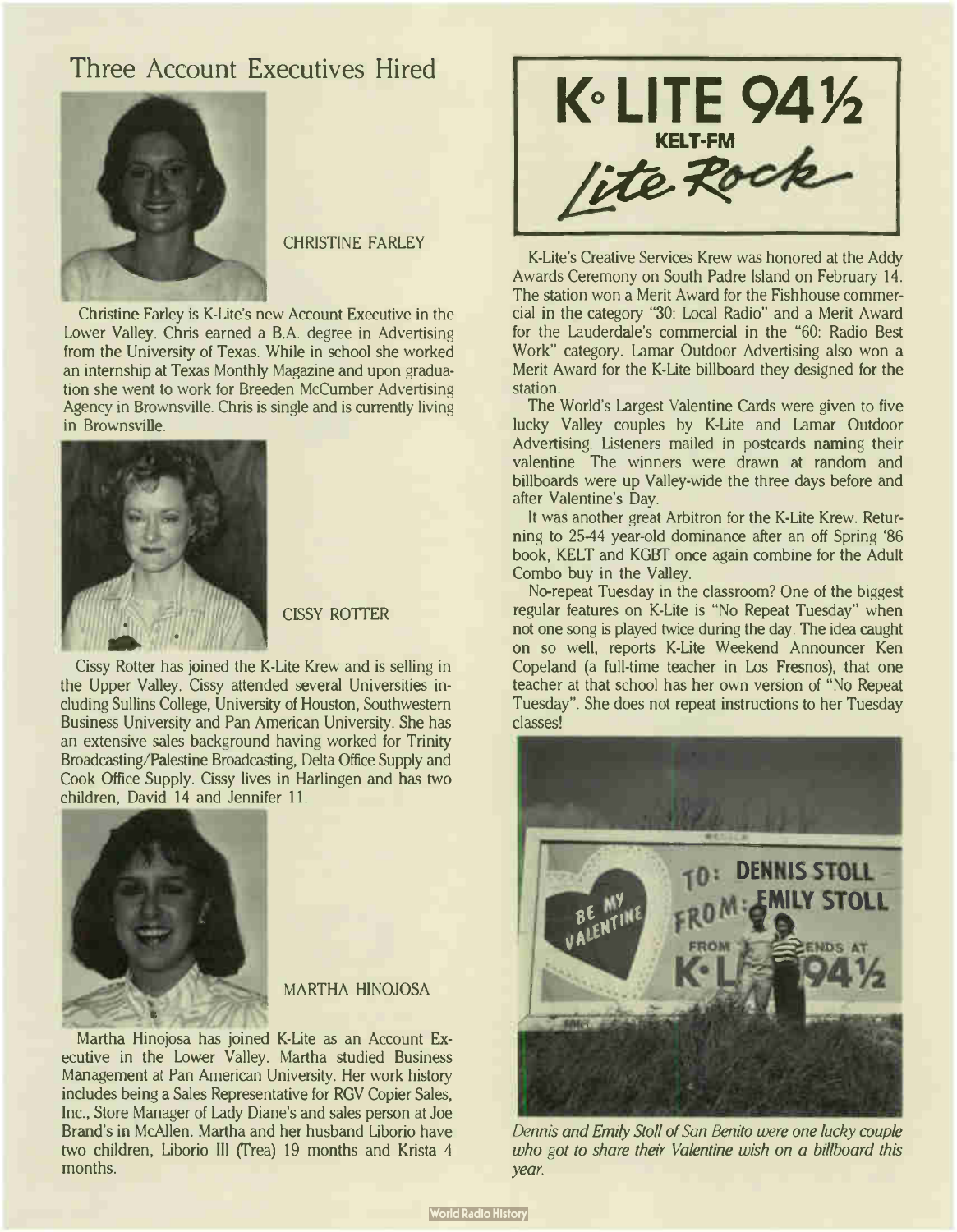## Three Account Executives Hired

CHRISTINE FARLEY

Christine Farley is K-Lite's new Account Executive in the Lower Valley. Chris earned a B.A. degree in Advertising from the University of Texas. While in school she worked an internship at Texas Monthly Magazine and upon graduation she went to work for Breeden McCumber Advertising Agency in Brownsville. Chris is single and is currently living in Brownsville.

CISSY ROTTER

Cissy Rotter has joined the K-Lite Krew and is selling in the Upper Valley. Cissy attended several Universities including Sullins College, University of Houston, Southwestern Business University and Pan American University. She has an extensive sales background having worked for Trinity Broadcasting/Palestine Broadcasting, Delta Office Supply and Cook Office Supply. Cissy lives in Harlingen and has two children, David 14 and Jennifer 11.

MARTHA HINOJOSA

Martha Hinojosa has joined K-Lite as an Account Executive in the Lower Valley. Martha studied Business Management at Pan American University. Her work history includes being a Sales Representative for RGV Copier Sales, Inc., Store Manager of Lady Diane's and sales person at Joe Brand's in McAllen. Martha and her husband Liborio have two children, Liborio III (Trea) 19 months and Krista 4 months.

**K·LITE 94½**
**KELT-FM**
*Lite Rock*

K-Lite's Creative Services Krew was honored at the Addy Awards Ceremony on South Padre Island on February 14. The station won a Merit Award for the Fishhouse commercial in the category "30: Local Radio" and a Merit Award for the Lauderdale's commercial in the "60: Radio Best Work" category. Lamar Outdoor Advertising also won a Merit Award for the K-Lite billboard they designed for the station.

The World's Largest Valentine Cards were given to five lucky Valley couples by K-Lite and Lamar Outdoor Advertising. Listeners mailed in postcards naming their valentine. The winners were drawn at random and billboards were up Valley-wide the three days before and after Valentine's Day.

It was another great Arbitron for the K-Lite Krew. Returning to 25-44 year-old dominance after an off Spring '86 book, KELT and KGBT once again combine for the Adult Combo buy in the Valley.

No-repeat Tuesday in the classroom? One of the biggest regular features on K-Lite is "No Repeat Tuesday" when not one song is played twice during the day. The idea caught on so well, reports K-Lite Weekend Announcer Ken Copeland (a full-time teacher in Los Fresnos), that one teacher at that school has her own version of "No Repeat Tuesday". She does not repeat instructions to her Tuesday classes!

*Dennis and Emily Stoll of San Benito were one lucky couple who got to share their Valentine wish on a billboard this year.*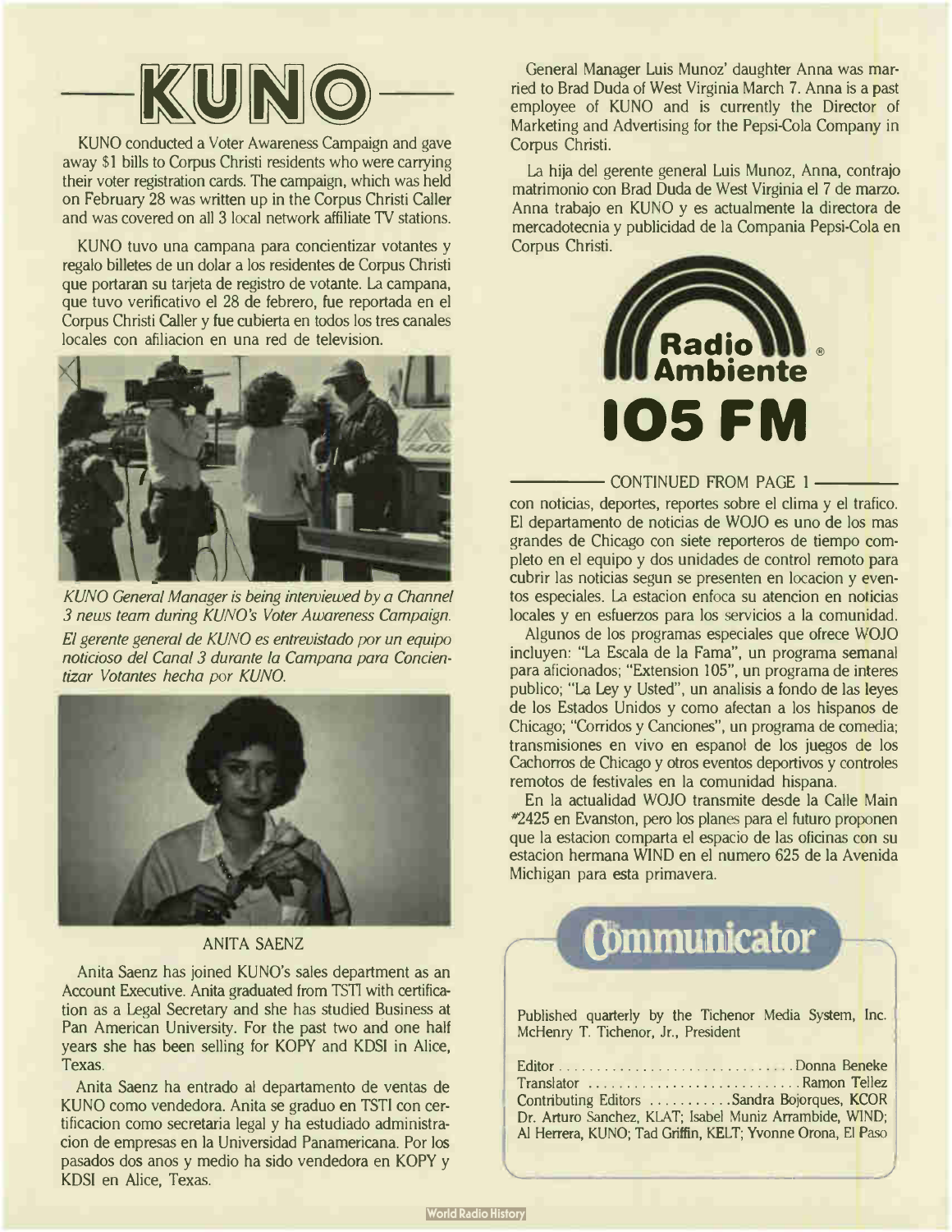# KUNO

KUNO conducted a Voter Awareness Campaign and gave away $1 bills to Corpus Christi residents who were carrying their voter registration cards. The campaign, which was held on February 28 was written up in the Corpus Christi Caller and was covered on all 3 local network affiliate TV stations.

KUNO tuvo una campana para concientizar votantes y regalo billetes de un dolar a los residentes de Corpus Christi que portaran su tarjeta de registro de votante. La campana, que tuvo verificativo el 28 de febrero, fue reportada en el Corpus Christi Caller y fue cubierta en todos los tres canales locales con afiliacion en una red de television.

*KUNO General Manager is being interviewed by a Channel 3 news team during KUNO's Voter Awareness Campaign.*

*El gerente general de KUNO es entrevistado por un equipo noticioso del Canal 3 durante la Campana para Concientizar Votantes hecha por KUNO.*

ANITA SAENZ

Anita Saenz has joined KUNO's sales department as an Account Executive. Anita graduated from TSTI with certification as a Legal Secretary and she has studied Business at Pan American University. For the past two and one half years she has been selling for KOPY and KDSI in Alice, Texas.

Anita Saenz ha entrado al departamento de ventas de KUNO como vendedora. Anita se graduo en TSTI con certificacion como secretaria legal y ha estudiado administracion de empresas en la Universidad Panamericana. Por los pasados dos anos y medio ha sido vendedora en KOPY y KDSI en Alice, Texas.

General Manager Luis Munoz' daughter Anna was married to Brad Duda of West Virginia March 7. Anna is a past employee of KUNO and is currently the Director of Marketing and Advertising for the Pepsi-Cola Company in Corpus Christi.

La hija del gerente general Luis Munoz, Anna, contrajo matrimonio con Brad Duda de West Virginia el 7 de marzo. Anna trabajo en KUNO y es actualmente la directora de mercadotecnia y publicidad de la Compania Pepsi-Cola en Corpus Christi.

Radio Ambiente®
105 FM

CONTINUED FROM PAGE 1

con noticias, deportes, reportes sobre el clima y el trafico. El departamento de noticias de WOJO es uno de los mas grandes de Chicago con siete reporteros de tiempo completo en el equipo y dos unidades de control remoto para cubrir las noticias segun se presenten en locacion y eventos especiales. La estacion enfoca su atencion en noticias locales y en esfuerzos para los servicios a la comunidad.

Algunos de los programas especiales que ofrece WOJO incluyen: "La Escala de la Fama", un programa semanal para aficionados; "Extension 105", un programa de interes publico; "La Ley y Usted", un analisis a fondo de las leyes de los Estados Unidos y como afectan a los hispanos de Chicago; "Corridos y Canciones", un programa de comedia; transmisiones en vivo en espanol de los juegos de los Cachorros de Chicago y otros eventos deportivos y controles remotos de festivales en la comunidad hispana.

En la actualidad WOJO transmite desde la Calle Main #2425 en Evanston, pero los planes para el futuro proponen que la estacion comparta el espacio de las oficinas con su estacion hermana WIND en el numero 625 de la Avenida Michigan para esta primavera.

## Communicator

Published quarterly by the Tichenor Media System, Inc.
McHenry T. Tichenor, Jr., President

Editor ............................... Donna Beneke
Translator ............................ Ramon Tellez
Contributing Editors ........... Sandra Bojorques, KCOR
Dr. Arturo Sanchez, KLAT; Isabel Muniz Arrambide, WIND; Al Herrera, KUNO; Tad Griffin, KELT; Yvonne Orona, El Paso